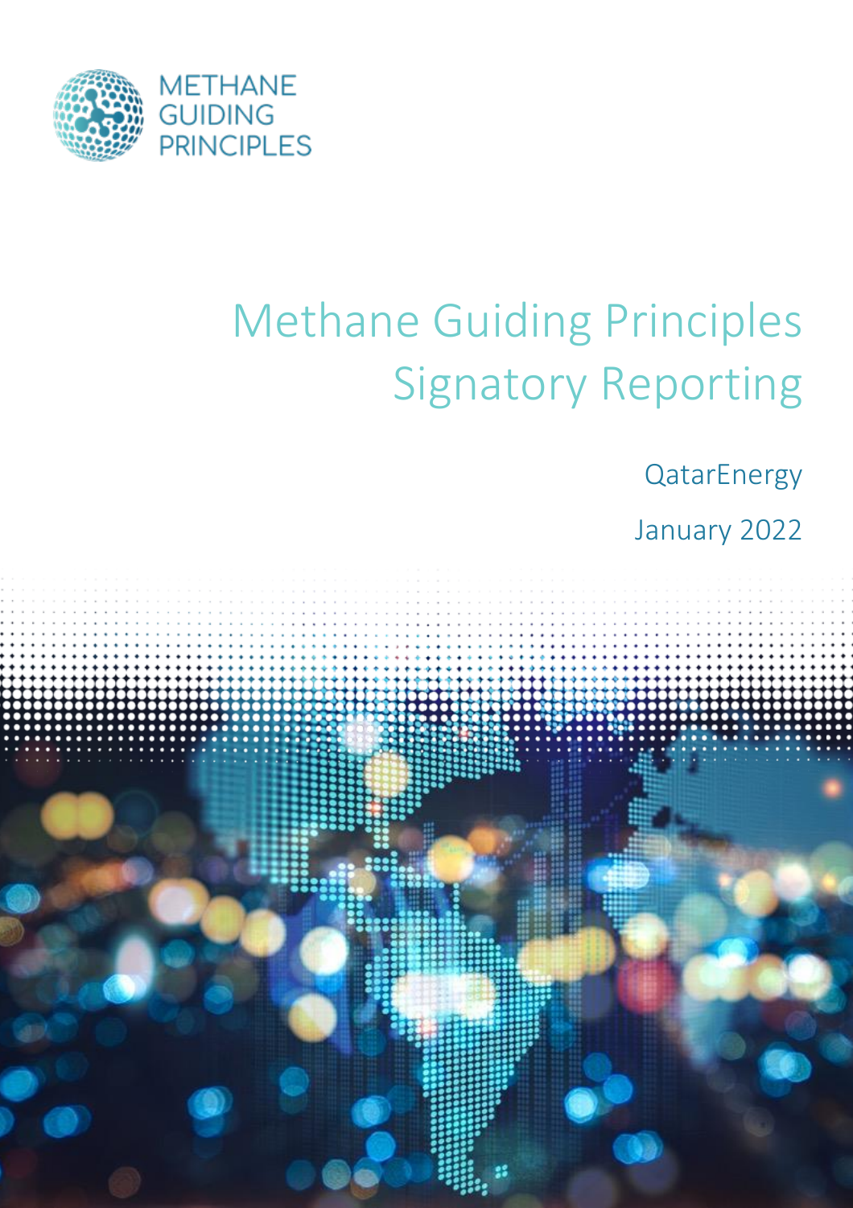METHANE GUIDING PRINCIPLES

# Methane Guiding Principles Signatory Reporting

QatarEnergy

January 2022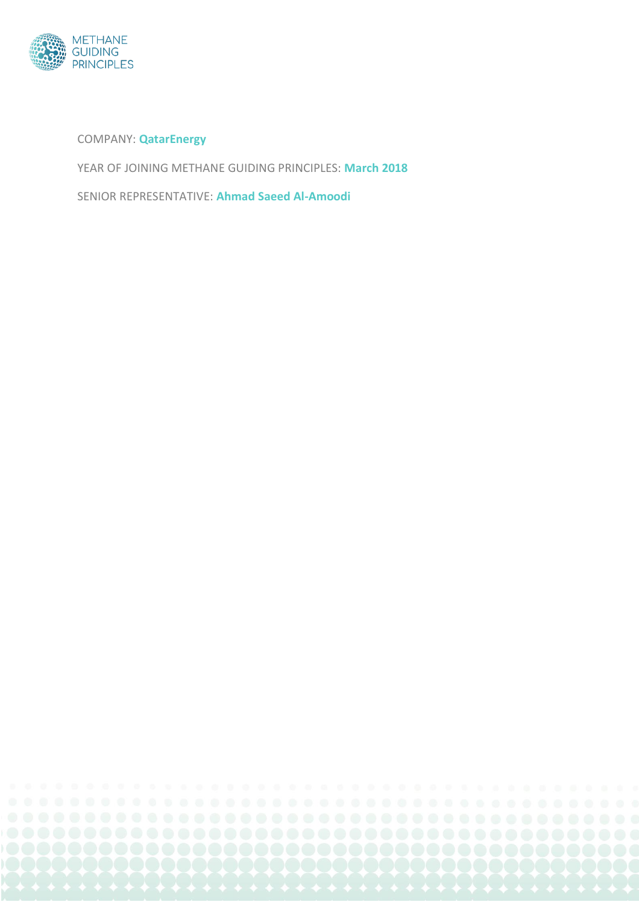COMPANY: **QatarEnergy**

YEAR OF JOINING METHANE GUIDING PRINCIPLES: **March 2018**

SENIOR REPRESENTATIVE: **Ahmad Saeed Al-Amoodi**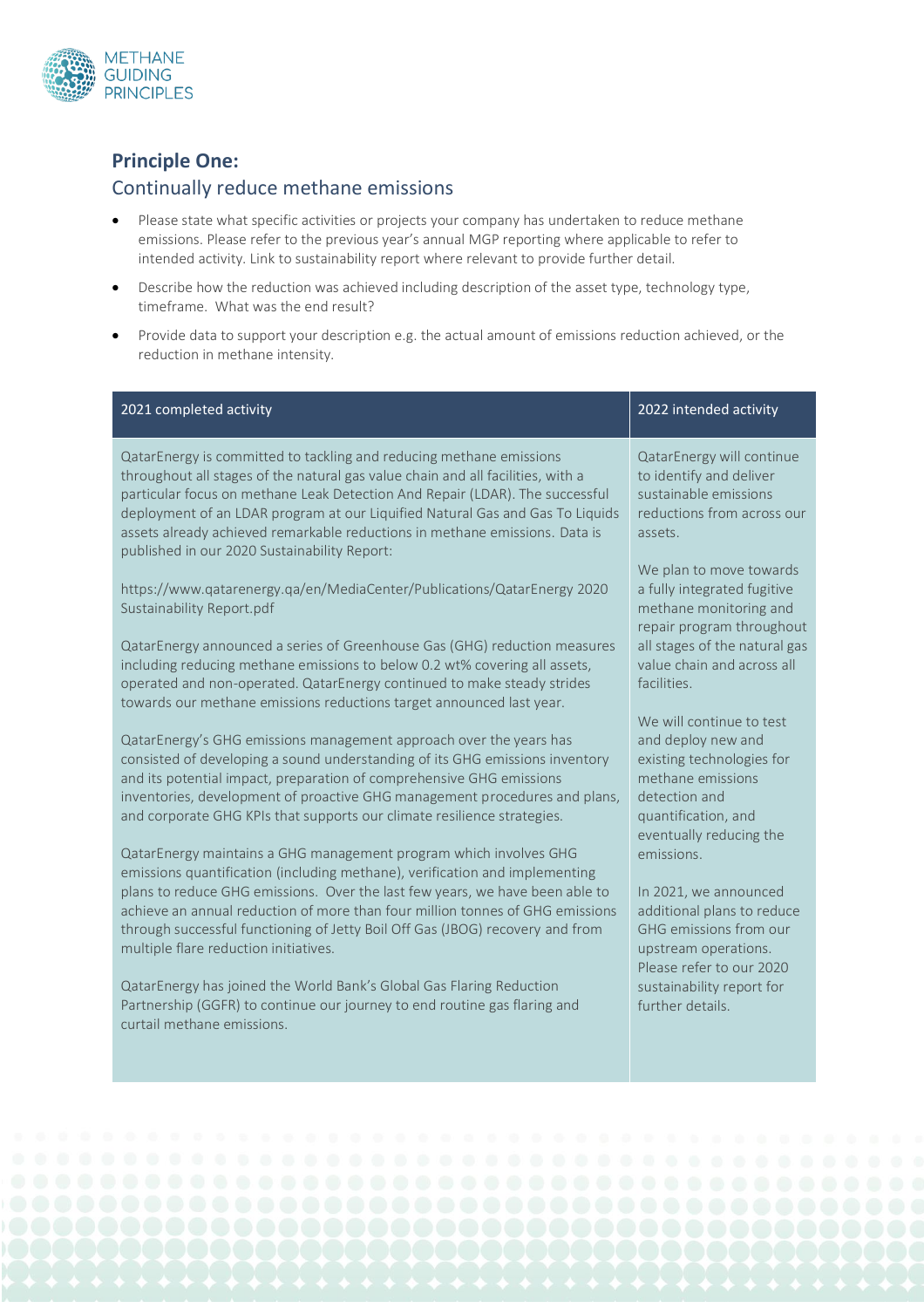## Principle One:

### Continually reduce methane emissions

- Please state what specific activities or projects your company has undertaken to reduce methane emissions. Please refer to the previous year's annual MGP reporting where applicable to refer to intended activity. Link to sustainability report where relevant to provide further detail.
- Describe how the reduction was achieved including description of the asset type, technology type, timeframe. What was the end result?
- Provide data to support your description e.g. the actual amount of emissions reduction achieved, or the reduction in methane intensity.

| 2021 completed activity | 2022 intended activity |
| --- | --- |
| QatarEnergy is committed to tackling and reducing methane emissions throughout all stages of the natural gas value chain and all facilities, with a particular focus on methane Leak Detection And Repair (LDAR). The successful deployment of an LDAR program at our Liquified Natural Gas and Gas To Liquids assets already achieved remarkable reductions in methane emissions. Data is published in our 2020 Sustainability Report:<br><br>https://www.qatarenergy.qa/en/MediaCenter/Publications/QatarEnergy 2020 Sustainability Report.pdf<br><br>QatarEnergy announced a series of Greenhouse Gas (GHG) reduction measures including reducing methane emissions to below 0.2 wt% covering all assets, operated and non-operated. QatarEnergy continued to make steady strides towards our methane emissions reductions target announced last year.<br><br>QatarEnergy's GHG emissions management approach over the years has consisted of developing a sound understanding of its GHG emissions inventory and its potential impact, preparation of comprehensive GHG emissions inventories, development of proactive GHG management procedures and plans, and corporate GHG KPIs that supports our climate resilience strategies.<br><br>QatarEnergy maintains a GHG management program which involves GHG emissions quantification (including methane), verification and implementing plans to reduce GHG emissions. Over the last few years, we have been able to achieve an annual reduction of more than four million tonnes of GHG emissions through successful functioning of Jetty Boil Off Gas (JBOG) recovery and from multiple flare reduction initiatives.<br><br>QatarEnergy has joined the World Bank's Global Gas Flaring Reduction Partnership (GGFR) to continue our journey to end routine gas flaring and curtail methane emissions. | QatarEnergy will continue to identify and deliver sustainable emissions reductions from across our assets.<br><br>We plan to move towards a fully integrated fugitive methane monitoring and repair program throughout all stages of the natural gas value chain and across all facilities.<br><br>We will continue to test and deploy new and existing technologies for methane emissions detection and quantification, and eventually reducing the emissions.<br><br>In 2021, we announced additional plans to reduce GHG emissions from our upstream operations. Please refer to our 2020 sustainability report for further details. |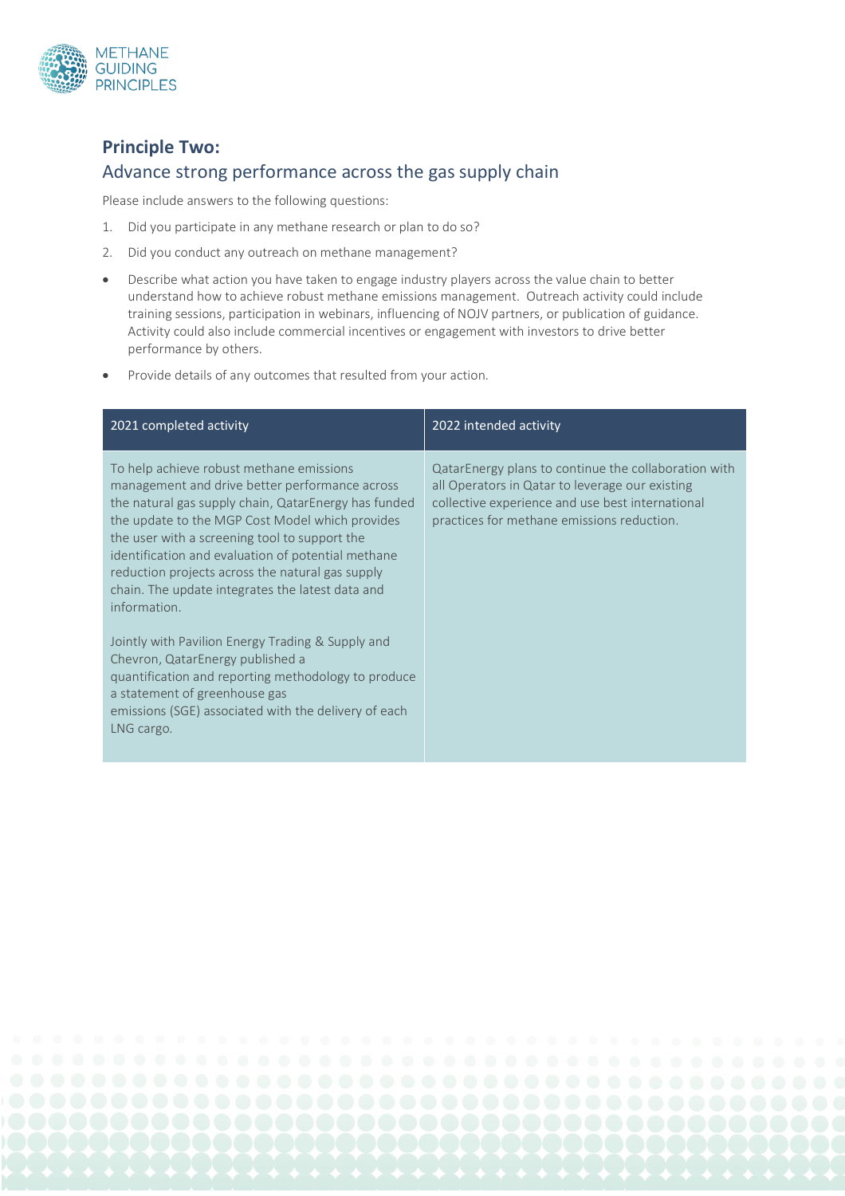## Principle Two:

### Advance strong performance across the gas supply chain

Please include answers to the following questions:

1. Did you participate in any methane research or plan to do so?
2. Did you conduct any outreach on methane management?

- Describe what action you have taken to engage industry players across the value chain to better understand how to achieve robust methane emissions management. Outreach activity could include training sessions, participation in webinars, influencing of NOJV partners, or publication of guidance. Activity could also include commercial incentives or engagement with investors to drive better performance by others.
- Provide details of any outcomes that resulted from your action.

| 2021 completed activity | 2022 intended activity |
|---|---|
| To help achieve robust methane emissions management and drive better performance across the natural gas supply chain, QatarEnergy has funded the update to the MGP Cost Model which provides the user with a screening tool to support the identification and evaluation of potential methane reduction projects across the natural gas supply chain. The update integrates the latest data and information.<br><br>Jointly with Pavilion Energy Trading & Supply and Chevron, QatarEnergy published a quantification and reporting methodology to produce a statement of greenhouse gas emissions (SGE) associated with the delivery of each LNG cargo. | QatarEnergy plans to continue the collaboration with all Operators in Qatar to leverage our existing collective experience and use best international practices for methane emissions reduction. |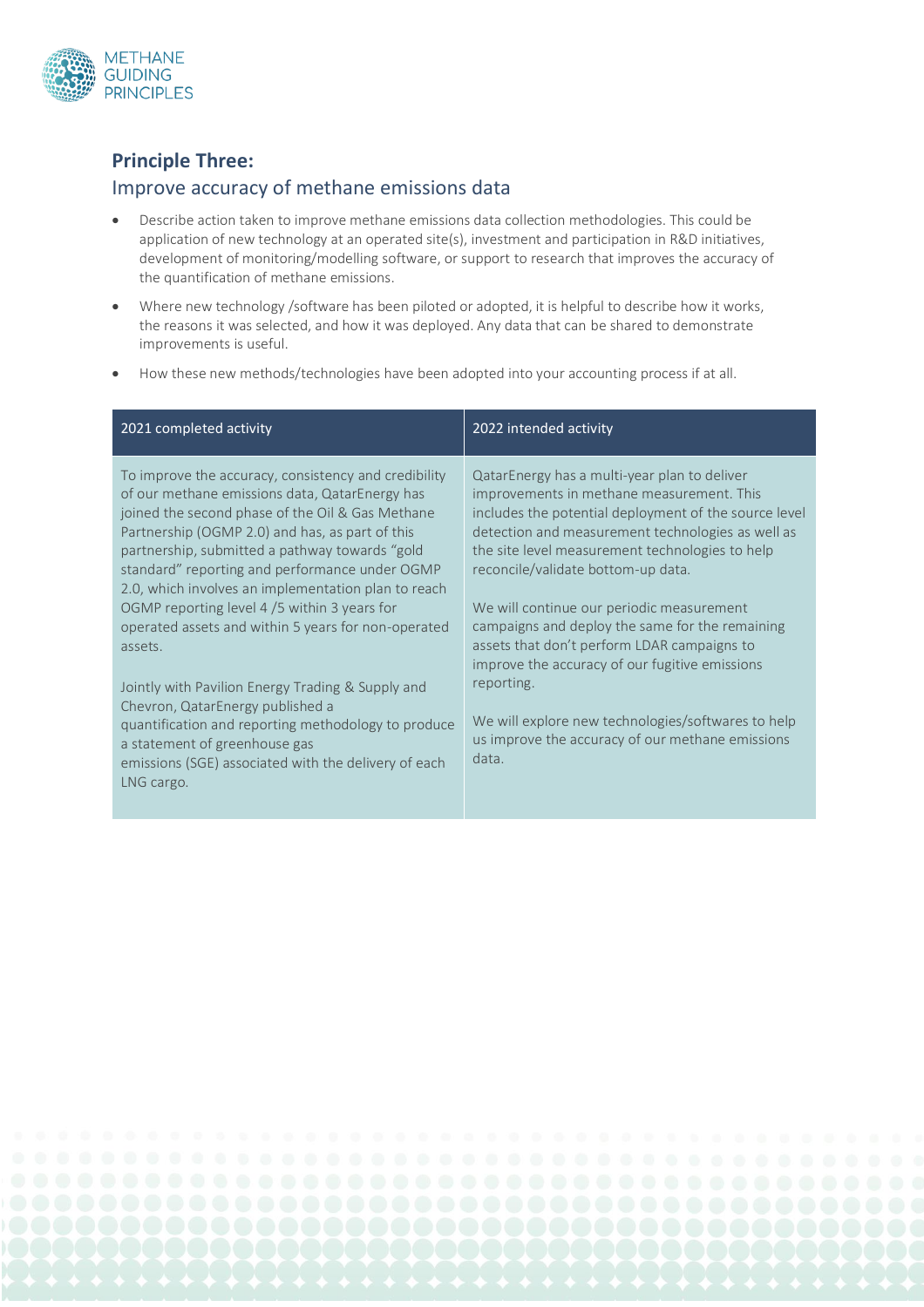## Principle Three:

### Improve accuracy of methane emissions data

- Describe action taken to improve methane emissions data collection methodologies. This could be application of new technology at an operated site(s), investment and participation in R&D initiatives, development of monitoring/modelling software, or support to research that improves the accuracy of the quantification of methane emissions.
- Where new technology /software has been piloted or adopted, it is helpful to describe how it works, the reasons it was selected, and how it was deployed. Any data that can be shared to demonstrate improvements is useful.
- How these new methods/technologies have been adopted into your accounting process if at all.

| 2021 completed activity | 2022 intended activity |
| --- | --- |
| To improve the accuracy, consistency and credibility of our methane emissions data, QatarEnergy has joined the second phase of the Oil & Gas Methane Partnership (OGMP 2.0) and has, as part of this partnership, submitted a pathway towards "gold standard" reporting and performance under OGMP 2.0, which involves an implementation plan to reach OGMP reporting level 4 /5 within 3 years for operated assets and within 5 years for non-operated assets.<br><br>Jointly with Pavilion Energy Trading & Supply and Chevron, QatarEnergy published a quantification and reporting methodology to produce a statement of greenhouse gas emissions (SGE) associated with the delivery of each LNG cargo. | QatarEnergy has a multi-year plan to deliver improvements in methane measurement. This includes the potential deployment of the source level detection and measurement technologies as well as the site level measurement technologies to help reconcile/validate bottom-up data.<br><br>We will continue our periodic measurement campaigns and deploy the same for the remaining assets that don't perform LDAR campaigns to improve the accuracy of our fugitive emissions reporting.<br><br>We will explore new technologies/softwares to help us improve the accuracy of our methane emissions data. |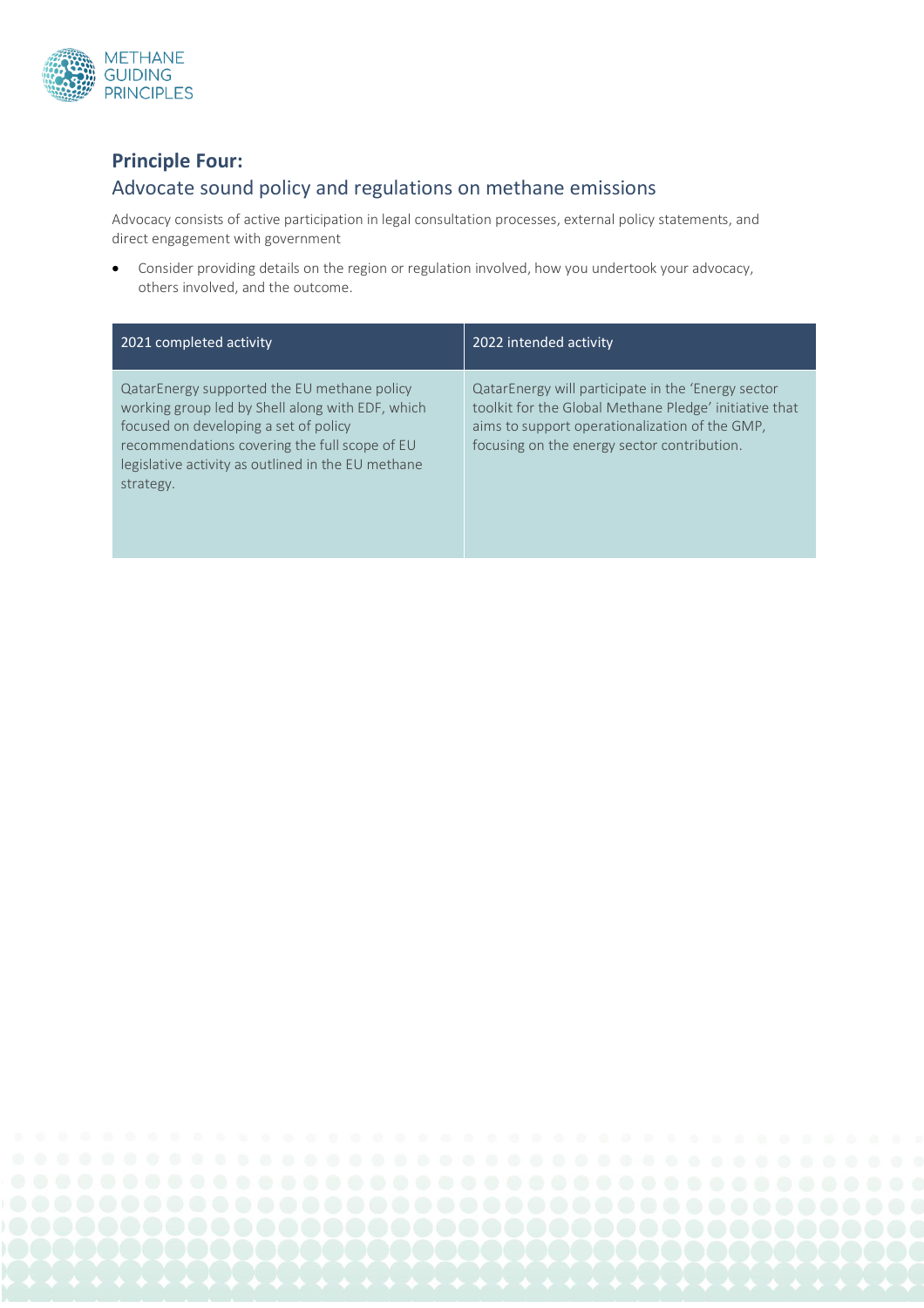## Principle Four:

### Advocate sound policy and regulations on methane emissions

Advocacy consists of active participation in legal consultation processes, external policy statements, and direct engagement with government

- Consider providing details on the region or regulation involved, how you undertook your advocacy, others involved, and the outcome.

| 2021 completed activity | 2022 intended activity |
| --- | --- |
| QatarEnergy supported the EU methane policy working group led by Shell along with EDF, which focused on developing a set of policy recommendations covering the full scope of EU legislative activity as outlined in the EU methane strategy. | QatarEnergy will participate in the 'Energy sector toolkit for the Global Methane Pledge' initiative that aims to support operationalization of the GMP, focusing on the energy sector contribution. |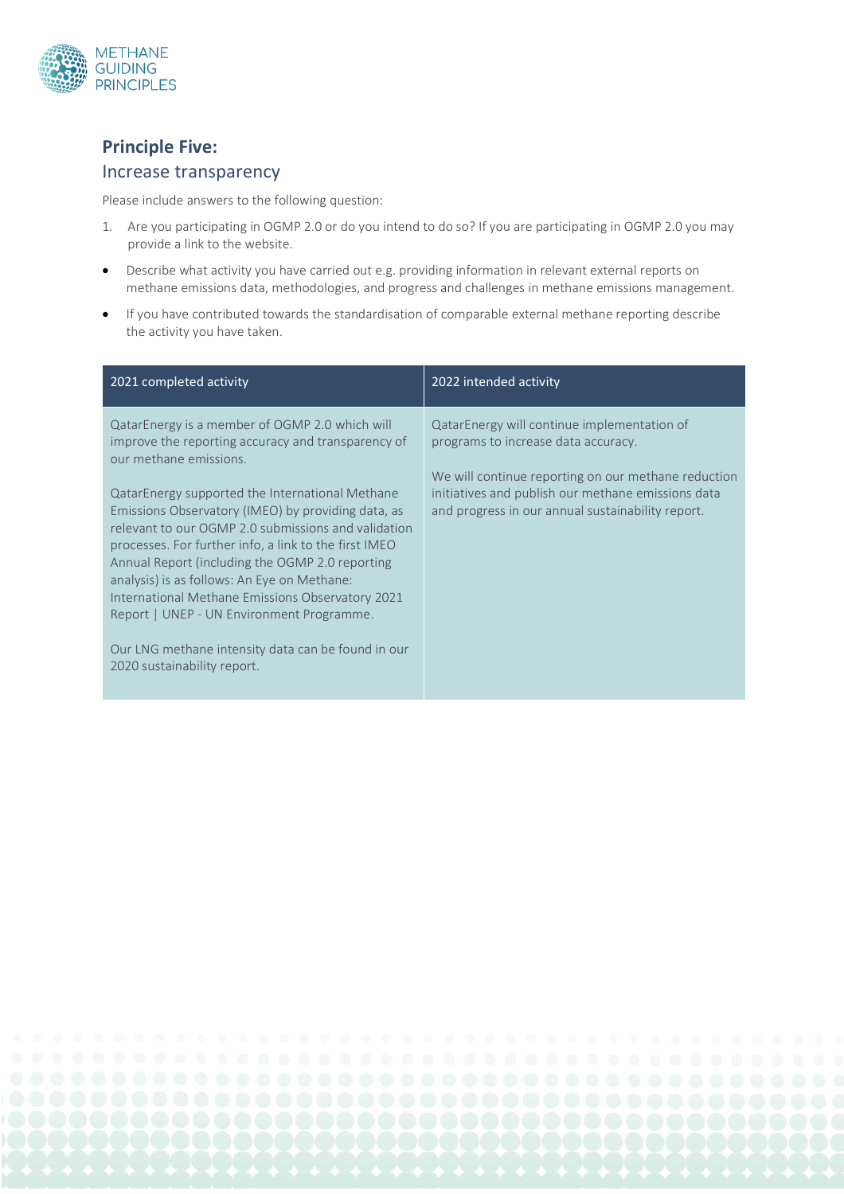## Principle Five:

### Increase transparency

Please include answers to the following question:

1. Are you participating in OGMP 2.0 or do you intend to do so? If you are participating in OGMP 2.0 you may provide a link to the website.

- Describe what activity you have carried out e.g. providing information in relevant external reports on methane emissions data, methodologies, and progress and challenges in methane emissions management.
- If you have contributed towards the standardisation of comparable external methane reporting describe the activity you have taken.

| 2021 completed activity | 2022 intended activity |
| --- | --- |
| QatarEnergy is a member of OGMP 2.0 which will improve the reporting accuracy and transparency of our methane emissions.<br><br>QatarEnergy supported the International Methane Emissions Observatory (IMEO) by providing data, as relevant to our OGMP 2.0 submissions and validation processes. For further info, a link to the first IMEO Annual Report (including the OGMP 2.0 reporting analysis) is as follows: An Eye on Methane: International Methane Emissions Observatory 2021 Report \| UNEP - UN Environment Programme.<br><br>Our LNG methane intensity data can be found in our 2020 sustainability report. | QatarEnergy will continue implementation of programs to increase data accuracy.<br><br>We will continue reporting on our methane reduction initiatives and publish our methane emissions data and progress in our annual sustainability report. |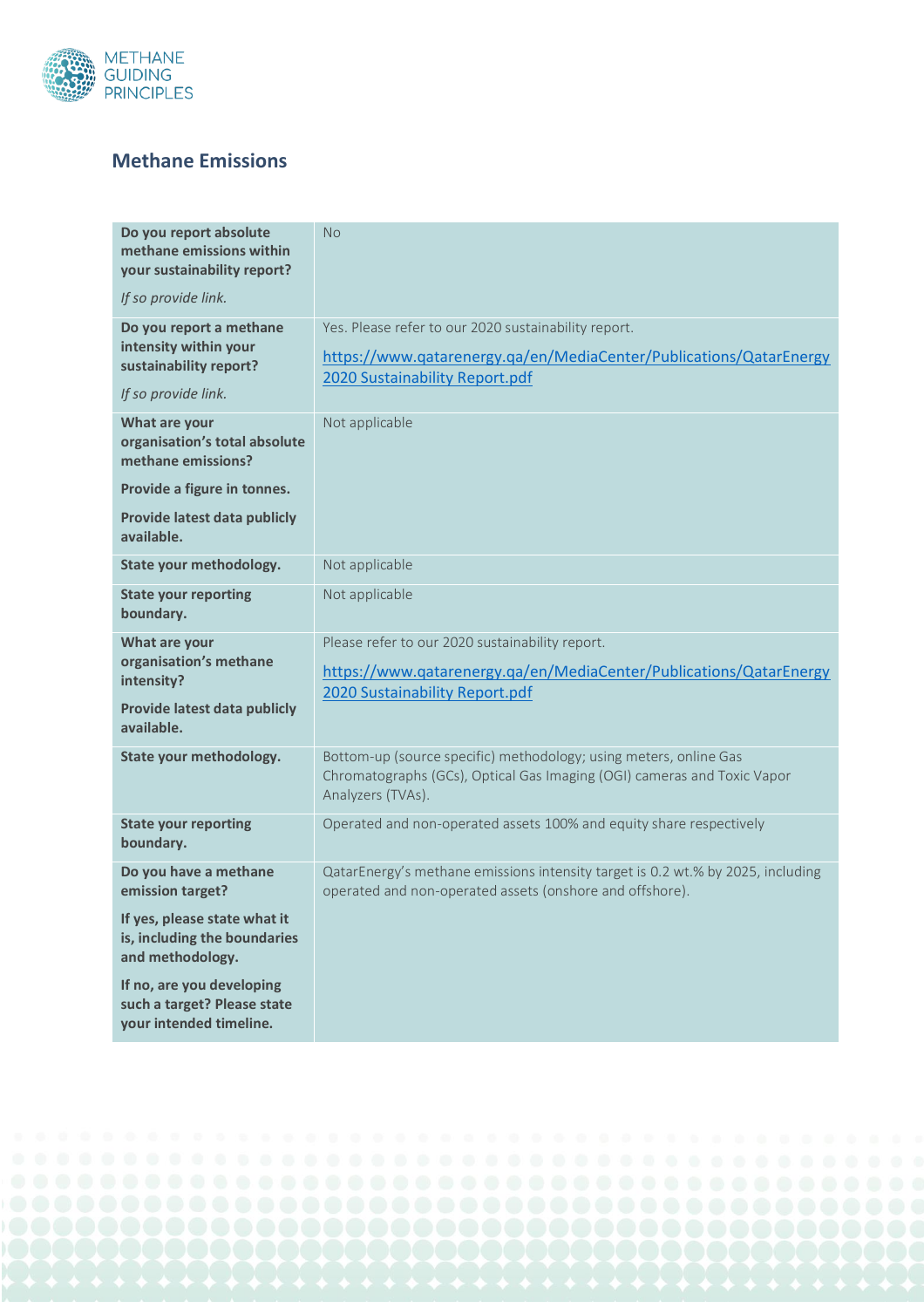## Methane Emissions

| | |
|---|---|
| **Do you report absolute methane emissions within your sustainability report?**<br><br>*If so provide link.* | No |
| **Do you report a methane intensity within your sustainability report?**<br><br>*If so provide link.* | Yes. Please refer to our 2020 sustainability report.<br><br>[https://www.qatarenergy.qa/en/MediaCenter/Publications/QatarEnergy 2020 Sustainability Report.pdf](https://www.qatarenergy.qa/en/MediaCenter/Publications/QatarEnergy%202020%20Sustainability%20Report.pdf) |
| **What are your organisation's total absolute methane emissions?**<br><br>**Provide a figure in tonnes.**<br><br>**Provide latest data publicly available.** | Not applicable |
| **State your methodology.** | Not applicable |
| **State your reporting boundary.** | Not applicable |
| **What are your organisation's methane intensity?**<br><br>**Provide latest data publicly available.** | Please refer to our 2020 sustainability report.<br><br>[https://www.qatarenergy.qa/en/MediaCenter/Publications/QatarEnergy 2020 Sustainability Report.pdf](https://www.qatarenergy.qa/en/MediaCenter/Publications/QatarEnergy%202020%20Sustainability%20Report.pdf) |
| **State your methodology.** | Bottom-up (source specific) methodology; using meters, online Gas Chromatographs (GCs), Optical Gas Imaging (OGI) cameras and Toxic Vapor Analyzers (TVAs). |
| **State your reporting boundary.** | Operated and non-operated assets 100% and equity share respectively |
| **Do you have a methane emission target?**<br><br>**If yes, please state what it is, including the boundaries and methodology.**<br><br>**If no, are you developing such a target? Please state your intended timeline.** | QatarEnergy's methane emissions intensity target is 0.2 wt.% by 2025, including operated and non-operated assets (onshore and offshore). |